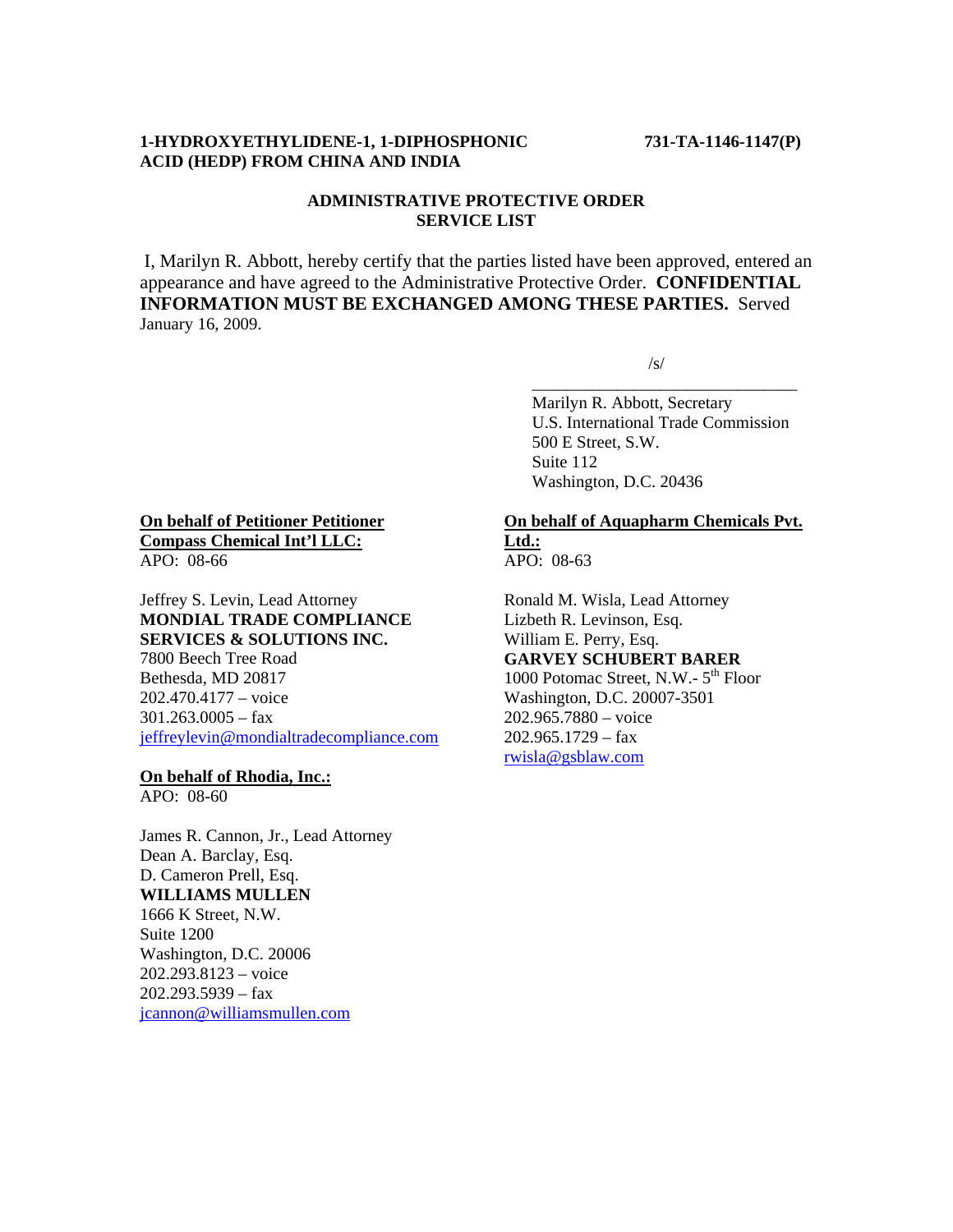**1-HYDROXYETHYLIDENE-1, 1-DIPHOSPHONIC ACID (HEDP) FROM CHINA AND INDIA**

**731-TA-1146-1147(P)**

**ADMINISTRATIVE PROTECTIVE ORDER**
**SERVICE LIST**

I, Marilyn R. Abbott, hereby certify that the parties listed have been approved, entered an appearance and have agreed to the Administrative Protective Order. **CONFIDENTIAL INFORMATION MUST BE EXCHANGED AMONG THESE PARTIES.** Served January 16, 2009.

/s/
\_\_\_\_\_\_\_\_\_\_\_\_\_\_\_\_\_\_\_\_\_\_\_\_\_\_\_\_\_\_\_\_
Marilyn R. Abbott, Secretary
U.S. International Trade Commission
500 E Street, S.W.
Suite 112
Washington, D.C. 20436

**On behalf of Petitioner Petitioner Compass Chemical Int'l LLC:**
APO: 08-66

Jeffrey S. Levin, Lead Attorney
**MONDIAL TRADE COMPLIANCE SERVICES & SOLUTIONS INC.**
7800 Beech Tree Road
Bethesda, MD 20817
202.470.4177 – voice
301.263.0005 – fax
jeffreylevin@mondialtradecompliance.com

**On behalf of Rhodia, Inc.:**
APO: 08-60

James R. Cannon, Jr., Lead Attorney
Dean A. Barclay, Esq.
D. Cameron Prell, Esq.
**WILLIAMS MULLEN**
1666 K Street, N.W.
Suite 1200
Washington, D.C. 20006
202.293.8123 – voice
202.293.5939 – fax
jcannon@williamsmullen.com

**On behalf of Aquapharm Chemicals Pvt. Ltd.:**
APO: 08-63

Ronald M. Wisla, Lead Attorney
Lizbeth R. Levinson, Esq.
William E. Perry, Esq.
**GARVEY SCHUBERT BARER**
1000 Potomac Street, N.W.- 5th Floor
Washington, D.C. 20007-3501
202.965.7880 – voice
202.965.1729 – fax
rwisla@gsblaw.com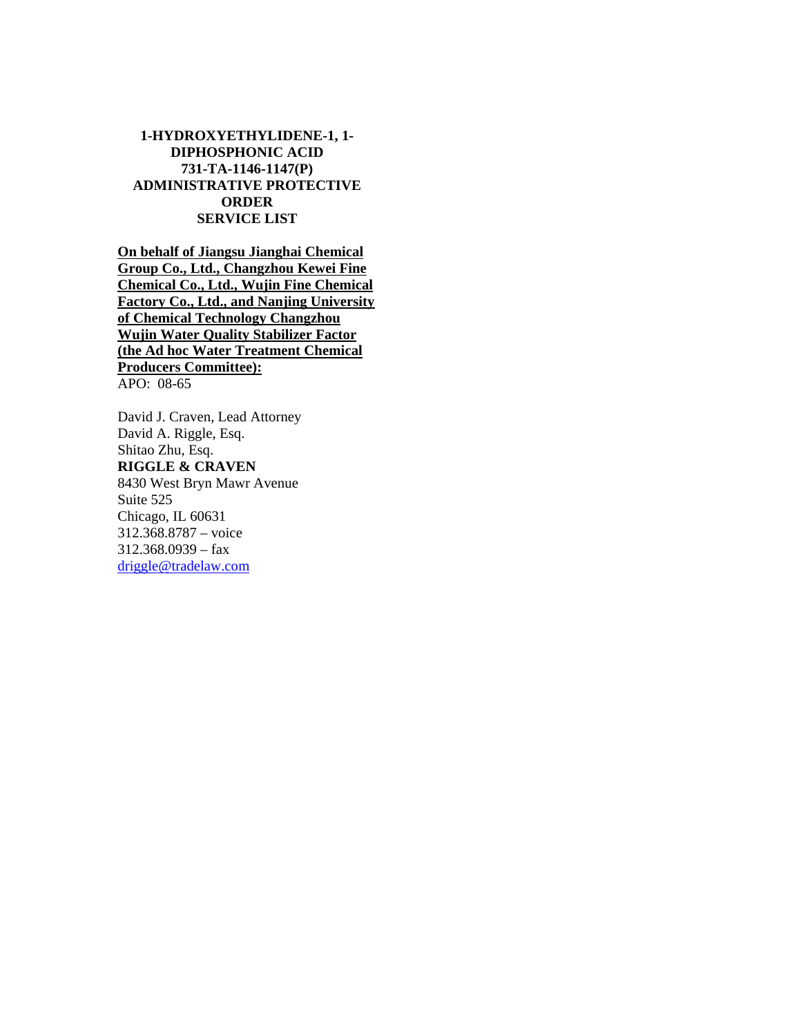**1-HYDROXYETHYLIDENE-1, 1-DIPHOSPHONIC ACID**
**731-TA-1146-1147(P)**
**ADMINISTRATIVE PROTECTIVE ORDER**
**SERVICE LIST**

**On behalf of Jiangsu Jianghai Chemical Group Co., Ltd., Changzhou Kewei Fine Chemical Co., Ltd., Wujin Fine Chemical Factory Co., Ltd., and Nanjing University of Chemical Technology Changzhou Wujin Water Quality Stabilizer Factor (the Ad hoc Water Treatment Chemical Producers Committee):**
APO: 08-65

David J. Craven, Lead Attorney
David A. Riggle, Esq.
Shitao Zhu, Esq.
**RIGGLE & CRAVEN**
8430 West Bryn Mawr Avenue
Suite 525
Chicago, IL 60631
312.368.8787 – voice
312.368.0939 – fax
driggle@tradelaw.com